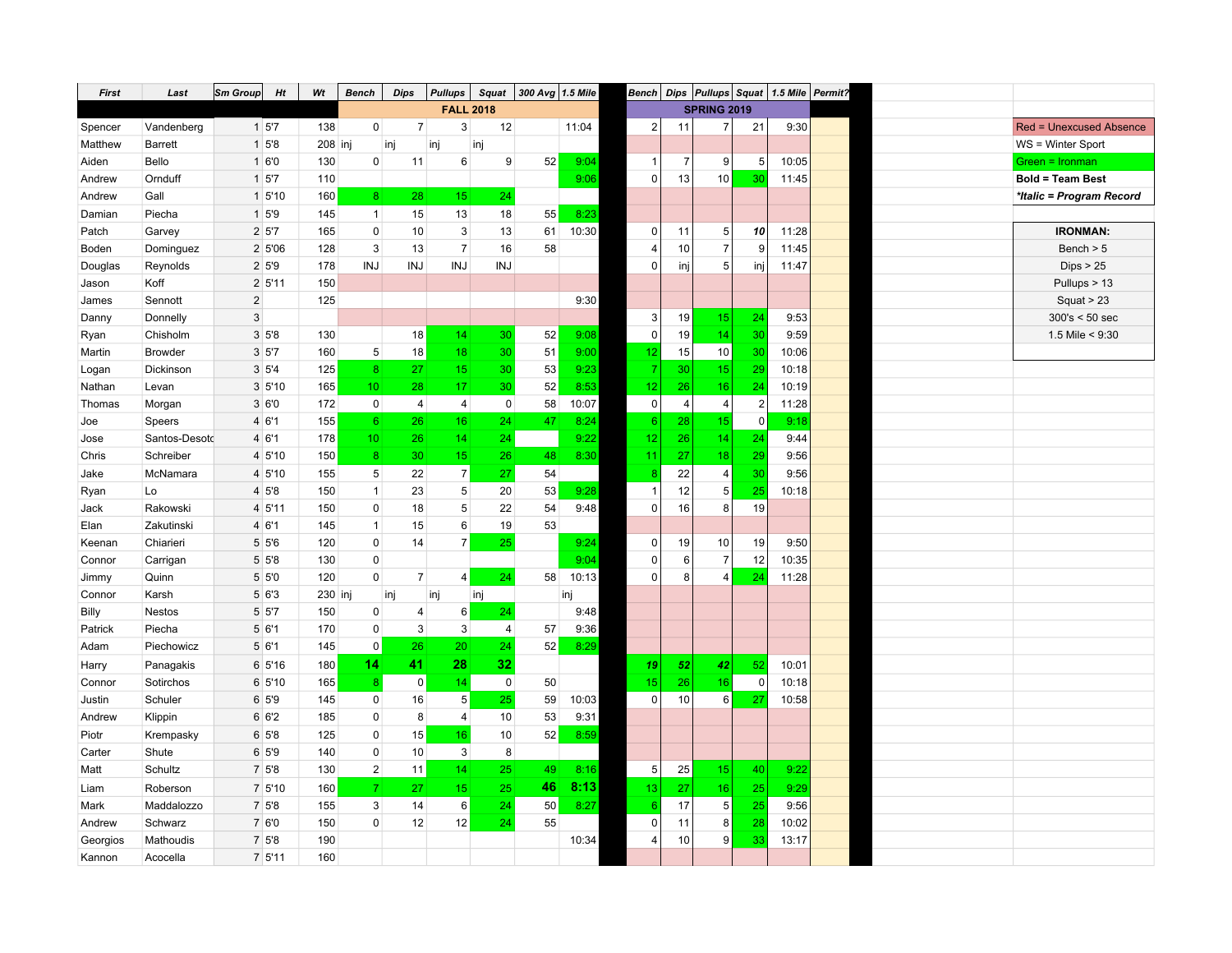| First | Last | Sm Group | Ht | Wt | Bench | Dips | Pullups | Squat | 300 Avg | 1.5 Mile | | Bench | Dips | Pullups | Squat | 1.5 Mile | Permit? |
|---|---|---|---|---|---|---|---|---|---|---|---|---|---|---|---|---|---|
| | | | | | FALL 2018 | | | | | | | SPRING 2019 | | | | | |
| Spencer | Vandenberg | 1 | 5'7 | 138 | 0 | 7 | 3 | 12 | | 11:04 | | 2 | 11 | 7 | 21 | 9:30 | |
| Matthew | Barrett | 1 | 5'8 | 208 | inj | inj | inj | inj | | | | | | | | | |
| Aiden | Bello | 1 | 6'0 | 130 | 0 | 11 | 6 | 9 | 52 | 9:04 | | 1 | 7 | 9 | 5 | 10:05 | |
| Andrew | Ornduff | 1 | 5'7 | 110 | | | | | | 9:06 | | 0 | 13 | 10 | 30 | 11:45 | |
| Andrew | Gall | 1 | 5'10 | 160 | 8 | 28 | 15 | 24 | | | | | | | | | |
| Damian | Piecha | 1 | 5'9 | 145 | 1 | 15 | 13 | 18 | 55 | 8:23 | | | | | | | |
| Patch | Garvey | 2 | 5'7 | 165 | 0 | 10 | 3 | 13 | 61 | 10:30 | | 0 | 11 | 5 | ***10*** | 11:28 | |
| Boden | Dominguez | 2 | 5'06 | 128 | 3 | 13 | 7 | 16 | 58 | | | 4 | 10 | 7 | 9 | 11:45 | |
| Douglas | Reynolds | 2 | 5'9 | 178 | INJ | INJ | INJ | INJ | | | | 0 | inj | 5 | inj | 11:47 | |
| Jason | Koff | 2 | 5'11 | 150 | | | | | | | | | | | | | |
| James | Sennott | 2 | | 125 | | | | | | 9:30 | | | | | | | |
| Danny | Donnelly | 3 | | | | | | | | | | 3 | 19 | 15 | 24 | 9:53 | |
| Ryan | Chisholm | 3 | 5'8 | 130 | | 18 | 14 | 30 | 52 | 9:08 | | 0 | 19 | 14 | 30 | 9:59 | |
| Martin | Browder | 3 | 5'7 | 160 | 5 | 18 | 18 | 30 | 51 | 9:00 | | 12 | 15 | 10 | 30 | 10:06 | |
| Logan | Dickinson | 3 | 5'4 | 125 | 8 | 27 | 15 | 30 | 53 | 9:23 | | 7 | 30 | 15 | 29 | 10:18 | |
| Nathan | Levan | 3 | 5'10 | 165 | 10 | 28 | 17 | 30 | 52 | 8:53 | | 12 | 26 | 16 | 24 | 10:19 | |
| Thomas | Morgan | 3 | 6'0 | 172 | 0 | 4 | 4 | 0 | 58 | 10:07 | | 0 | 4 | 4 | 2 | 11:28 | |
| Joe | Speers | 4 | 6'1 | 155 | 6 | 26 | 16 | 24 | 47 | 8:24 | | 6 | 28 | 15 | 0 | 9:18 | |
| Jose | Santos-Desoto | 4 | 6'1 | 178 | 10 | 26 | 14 | 24 | | 9:22 | | 12 | 26 | 14 | 24 | 9:44 | |
| Chris | Schreiber | 4 | 5'10 | 150 | 8 | 30 | 15 | 26 | 48 | 8:30 | | 11 | 27 | 18 | 29 | 9:56 | |
| Jake | McNamara | 4 | 5'10 | 155 | 5 | 22 | 7 | 27 | 54 | | | 8 | 22 | 4 | 30 | 9:56 | |
| Ryan | Lo | 4 | 5'8 | 150 | 1 | 23 | 5 | 20 | 53 | 9:28 | | 1 | 12 | 5 | 25 | 10:18 | |
| Jack | Rakowski | 4 | 5'11 | 150 | 0 | 18 | 5 | 22 | 54 | 9:48 | | 0 | 16 | 8 | 19 | | |
| Elan | Zakutinski | 4 | 6'1 | 145 | 1 | 15 | 6 | 19 | 53 | | | | | | | | |
| Keenan | Chiarieri | 5 | 5'6 | 120 | 0 | 14 | 7 | 25 | | 9:24 | | 0 | 19 | 10 | 19 | 9:50 | |
| Connor | Carrigan | 5 | 5'8 | 130 | 0 | | | | | 9:04 | | 0 | 6 | 7 | 12 | 10:35 | |
| Jimmy | Quinn | 5 | 5'0 | 120 | 0 | 7 | 4 | 24 | 58 | 10:13 | | 0 | 8 | 4 | 24 | 11:28 | |
| Connor | Karsh | 5 | 6'3 | 230 | inj | inj | inj | inj | | inj | | | | | | | |
| Billy | Nestos | 5 | 5'7 | 150 | 0 | 4 | 6 | 24 | | 9:48 | | | | | | | |
| Patrick | Piecha | 5 | 6'1 | 170 | 0 | 3 | 3 | 4 | 57 | 9:36 | | | | | | | |
| Adam | Piechowicz | 5 | 6'1 | 145 | 0 | 26 | 20 | 24 | 52 | 8:29 | | | | | | | |
| Harry | Panagakis | 6 | 5'16 | 180 | **14** | **41** | **28** | **32** | | | | ***19*** | ***52*** | ***42*** | 52 | 10:01 | |
| Connor | Sotirchos | 6 | 5'10 | 165 | 8 | 0 | 14 | 0 | 50 | | | 15 | 26 | 16 | 0 | 10:18 | |
| Justin | Schuler | 6 | 5'9 | 145 | 0 | 16 | 5 | 25 | 59 | 10:03 | | 0 | 10 | 6 | 27 | 10:58 | |
| Andrew | Klippin | 6 | 6'2 | 185 | 0 | 8 | 4 | 10 | 53 | 9:31 | | | | | | | |
| Piotr | Krempasky | 6 | 5'8 | 125 | 0 | 15 | 16 | 10 | 52 | 8:59 | | | | | | | |
| Carter | Shute | 6 | 5'9 | 140 | 0 | 10 | 3 | 8 | | | | | | | | | |
| Matt | Schultz | 7 | 5'8 | 130 | 2 | 11 | 14 | 25 | 49 | 8:16 | | 5 | 25 | 15 | 40 | 9:22 | |
| Liam | Roberson | 7 | 5'10 | 160 | 7 | 27 | 15 | 25 | **46** | **8:13** | | 13 | 27 | 16 | 25 | 9:29 | |
| Mark | Maddalozzo | 7 | 5'8 | 155 | 3 | 14 | 6 | 24 | 50 | 8:27 | | 6 | 17 | 5 | 25 | 9:56 | |
| Andrew | Schwarz | 7 | 6'0 | 150 | 0 | 12 | 12 | 24 | 55 | | | 0 | 11 | 8 | 28 | 10:02 | |
| Georgios | Mathoudis | 7 | 5'8 | 190 | | | | | | 10:34 | | 4 | 10 | 9 | 33 | 13:17 | |
| Kannon | Acocella | 7 | 5'11 | 160 | | | | | | | | | | | | | |

| Legend |
|---|
| Red = Unexcused Absence |
| WS = Winter Sport |
| Green = Ironman |
| **Bold = Team Best** |
| ***Italic = Program Record*** |

| IRONMAN: |
|---|
| Bench > 5 |
| Dips > 25 |
| Pullups > 13 |
| Squat > 23 |
| 300's < 50 sec |
| 1.5 Mile < 9:30 |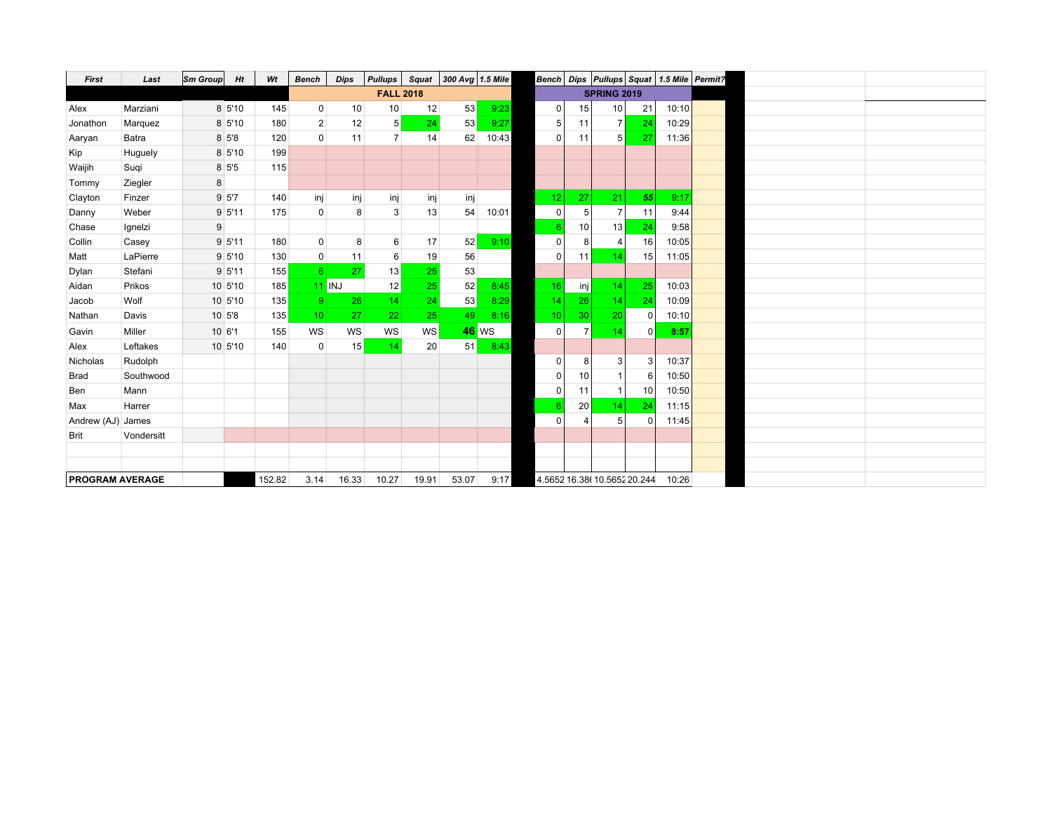| First | Last | Sm Group | Ht | Wt | Bench | Dips | Pullups | Squat | 300 Avg | 1.5 Mile | | Bench | Dips | Pullups | Squat | 1.5 Mile | Permit? |
|---|---|---|---|---|---|---|---|---|---|---|---|---|---|---|---|---|---|
| | | | | | FALL 2018 | | | | | | | SPRING 2019 | | | | | |
| Alex | Marziani | 8 | 5'10 | 145 | 0 | 10 | 10 | 12 | 53 | 9:23 | | 0 | 15 | 10 | 21 | 10:10 | |
| Jonathon | Marquez | 8 | 5'10 | 180 | 2 | 12 | 5 | 24 | 53 | 9:27 | | 5 | 11 | 7 | 24 | 10:29 | |
| Aaryan | Batra | 8 | 5'8 | 120 | 0 | 11 | 7 | 14 | 62 | 10:43 | | 0 | 11 | 5 | 27 | 11:36 | |
| Kip | Huguely | 8 | 5'10 | 199 | | | | | | | | | | | | | |
| Waijih | Suqi | 8 | 5'5 | 115 | | | | | | | | | | | | | |
| Tommy | Ziegler | 8 | | | | | | | | | | | | | | | |
| Clayton | Finzer | 9 | 5'7 | 140 | inj | inj | inj | inj | inj | | | 12 | 27 | 21 | ***55*** | 9:17 | |
| Danny | Weber | 9 | 5'11 | 175 | 0 | 8 | 3 | 13 | 54 | 10:01 | | 0 | 5 | 7 | 11 | 9:44 | |
| Chase | Ignelzi | 9 | | | | | | | | | | 6 | 10 | 13 | 24 | 9:58 | |
| Collin | Casey | 9 | 5'11 | 180 | 0 | 8 | 6 | 17 | 52 | 9:10 | | 0 | 8 | 4 | 16 | 10:05 | |
| Matt | LaPierre | 9 | 5'10 | 130 | 0 | 11 | 6 | 19 | 56 | | | 0 | 11 | 14 | 15 | 11:05 | |
| Dylan | Stefani | 9 | 5'11 | 155 | 6 | 27 | 13 | 25 | 53 | | | | | | | | |
| Aidan | Prikos | 10 | 5'10 | 185 | 11 | INJ | 12 | 25 | 52 | 8:45 | | 16 | inj | 14 | 25 | 10:03 | |
| Jacob | Wolf | 10 | 5'10 | 135 | 9 | 26 | 14 | 24 | 53 | 8:29 | | 14 | 26 | 14 | 24 | 10:09 | |
| Nathan | Davis | 10 | 5'8 | 135 | 10 | 27 | 22 | 25 | 49 | 8:16 | | 10 | 30 | 20 | 0 | 10:10 | |
| Gavin | Miller | 10 | 6'1 | 155 | WS | WS | WS | WS | **46** | WS | | 0 | 7 | 14 | 0 | **8:57** | |
| Alex | Leftakes | 10 | 5'10 | 140 | 0 | 15 | 14 | 20 | 51 | 8:43 | | | | | | | |
| Nicholas | Rudolph | | | | | | | | | | | 0 | 8 | 3 | 3 | 10:37 | |
| Brad | Southwood | | | | | | | | | | | 0 | 10 | 1 | 6 | 10:50 | |
| Ben | Mann | | | | | | | | | | | 0 | 11 | 1 | 10 | 10:50 | |
| Max | Harrer | | | | | | | | | | | 6 | 20 | 14 | 24 | 11:15 | |
| Andrew (AJ) | James | | | | | | | | | | | 0 | 4 | 5 | 0 | 11:45 | |
| Brit | Vondersitt | | | | | | | | | | | | | | | | |
| | | | | | | | | | | | | | | | | | |
| | | | | | | | | | | | | | | | | | |
| PROGRAM AVERAGE | | | | 152.82 | 3.14 | 16.33 | 10.27 | 19.91 | 53.07 | 9:17 | | 4.5652 | 16.38( | 10.5652 | 20.244 | 10:26 | |